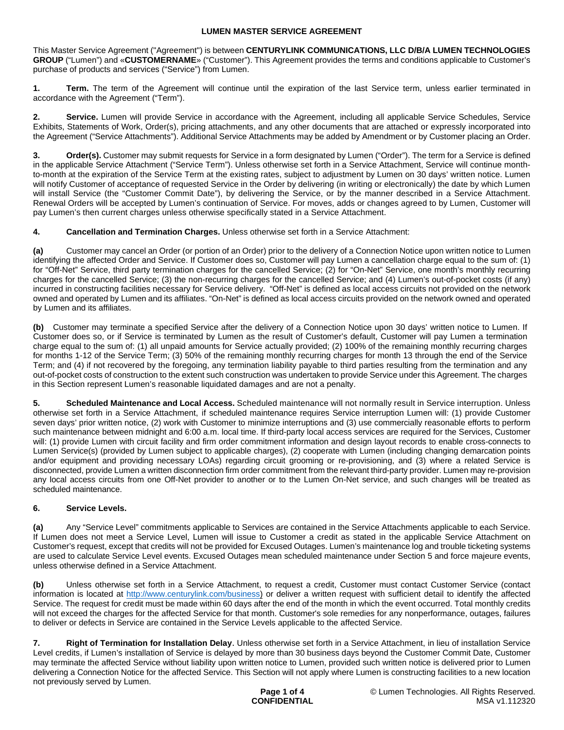# LUMEN MASTER SERVICE AGREEMENT

This Master Service Agreement ("Agreement") is between **CENTURYLINK COMMUNICATIONS, LLC D/B/A LUMEN TECHNOLOGIES GROUP** ("Lumen") and «**CUSTOMERNAME**» ("Customer"). This Agreement provides the terms and conditions applicable to Customer's purchase of products and services ("Service") from Lumen.

**1. Term.** The term of the Agreement will continue until the expiration of the last Service term, unless earlier terminated in accordance with the Agreement ("Term").

**2. Service.** Lumen will provide Service in accordance with the Agreement, including all applicable Service Schedules, Service Exhibits, Statements of Work, Order(s), pricing attachments, and any other documents that are attached or expressly incorporated into the Agreement ("Service Attachments"). Additional Service Attachments may be added by Amendment or by Customer placing an Order.

**3. Order(s).** Customer may submit requests for Service in a form designated by Lumen ("Order"). The term for a Service is defined in the applicable Service Attachment ("Service Term"). Unless otherwise set forth in a Service Attachment, Service will continue month-to-month at the expiration of the Service Term at the existing rates, subject to adjustment by Lumen on 30 days' written notice. Lumen will notify Customer of acceptance of requested Service in the Order by delivering (in writing or electronically) the date by which Lumen will install Service (the "Customer Commit Date"), by delivering the Service, or by the manner described in a Service Attachment. Renewal Orders will be accepted by Lumen's continuation of Service. For moves, adds or changes agreed to by Lumen, Customer will pay Lumen's then current charges unless otherwise specifically stated in a Service Attachment.

**4. Cancellation and Termination Charges.** Unless otherwise set forth in a Service Attachment:

**(a)** Customer may cancel an Order (or portion of an Order) prior to the delivery of a Connection Notice upon written notice to Lumen identifying the affected Order and Service. If Customer does so, Customer will pay Lumen a cancellation charge equal to the sum of: (1) for "Off-Net" Service, third party termination charges for the cancelled Service; (2) for "On-Net" Service, one month's monthly recurring charges for the cancelled Service; (3) the non-recurring charges for the cancelled Service; and (4) Lumen's out-of-pocket costs (if any) incurred in constructing facilities necessary for Service delivery. "Off-Net" is defined as local access circuits not provided on the network owned and operated by Lumen and its affiliates. "On-Net" is defined as local access circuits provided on the network owned and operated by Lumen and its affiliates.

**(b)** Customer may terminate a specified Service after the delivery of a Connection Notice upon 30 days' written notice to Lumen. If Customer does so, or if Service is terminated by Lumen as the result of Customer's default, Customer will pay Lumen a termination charge equal to the sum of: (1) all unpaid amounts for Service actually provided; (2) 100% of the remaining monthly recurring charges for months 1-12 of the Service Term; (3) 50% of the remaining monthly recurring charges for month 13 through the end of the Service Term; and (4) if not recovered by the foregoing, any termination liability payable to third parties resulting from the termination and any out-of-pocket costs of construction to the extent such construction was undertaken to provide Service under this Agreement. The charges in this Section represent Lumen's reasonable liquidated damages and are not a penalty.

**5. Scheduled Maintenance and Local Access.** Scheduled maintenance will not normally result in Service interruption. Unless otherwise set forth in a Service Attachment, if scheduled maintenance requires Service interruption Lumen will: (1) provide Customer seven days' prior written notice, (2) work with Customer to minimize interruptions and (3) use commercially reasonable efforts to perform such maintenance between midnight and 6:00 a.m. local time. If third-party local access services are required for the Services, Customer will: (1) provide Lumen with circuit facility and firm order commitment information and design layout records to enable cross-connects to Lumen Service(s) (provided by Lumen subject to applicable charges), (2) cooperate with Lumen (including changing demarcation points and/or equipment and providing necessary LOAs) regarding circuit grooming or re-provisioning, and (3) where a related Service is disconnected, provide Lumen a written disconnection firm order commitment from the relevant third-party provider. Lumen may re-provision any local access circuits from one Off-Net provider to another or to the Lumen On-Net service, and such changes will be treated as scheduled maintenance.

**6. Service Levels.**

**(a)** Any "Service Level" commitments applicable to Services are contained in the Service Attachments applicable to each Service. If Lumen does not meet a Service Level, Lumen will issue to Customer a credit as stated in the applicable Service Attachment on Customer's request, except that credits will not be provided for Excused Outages. Lumen's maintenance log and trouble ticketing systems are used to calculate Service Level events. Excused Outages mean scheduled maintenance under Section 5 and force majeure events, unless otherwise defined in a Service Attachment.

**(b)** Unless otherwise set forth in a Service Attachment, to request a credit, Customer must contact Customer Service (contact information is located at http://www.centurylink.com/business) or deliver a written request with sufficient detail to identify the affected Service. The request for credit must be made within 60 days after the end of the month in which the event occurred. Total monthly credits will not exceed the charges for the affected Service for that month. Customer's sole remedies for any nonperformance, outages, failures to deliver or defects in Service are contained in the Service Levels applicable to the affected Service.

**7. Right of Termination for Installation Delay**. Unless otherwise set forth in a Service Attachment, in lieu of installation Service Level credits, if Lumen's installation of Service is delayed by more than 30 business days beyond the Customer Commit Date, Customer may terminate the affected Service without liability upon written notice to Lumen, provided such written notice is delivered prior to Lumen delivering a Connection Notice for the affected Service. This Section will not apply where Lumen is constructing facilities to a new location not previously served by Lumen.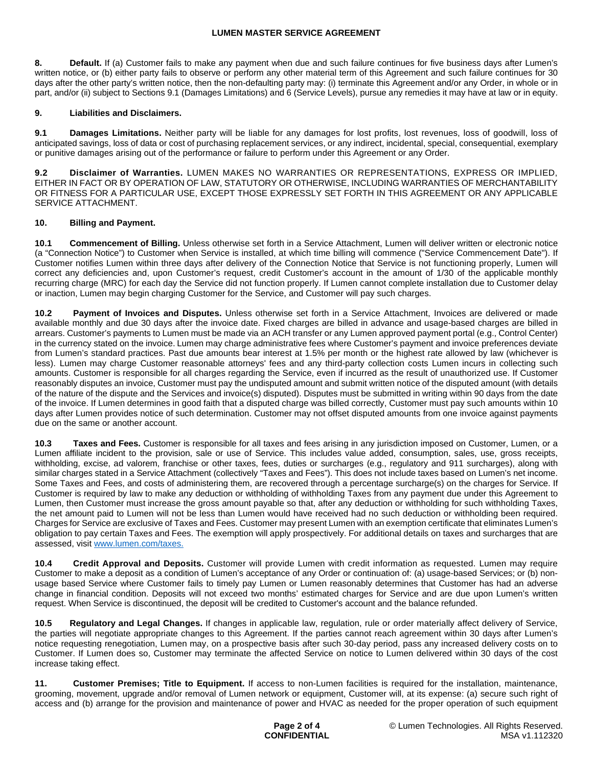**8. Default.** If (a) Customer fails to make any payment when due and such failure continues for five business days after Lumen's written notice, or (b) either party fails to observe or perform any other material term of this Agreement and such failure continues for 30 days after the other party's written notice, then the non-defaulting party may: (i) terminate this Agreement and/or any Order, in whole or in part, and/or (ii) subject to Sections 9.1 (Damages Limitations) and 6 (Service Levels), pursue any remedies it may have at law or in equity.

**9. Liabilities and Disclaimers.**

**9.1 Damages Limitations.** Neither party will be liable for any damages for lost profits, lost revenues, loss of goodwill, loss of anticipated savings, loss of data or cost of purchasing replacement services, or any indirect, incidental, special, consequential, exemplary or punitive damages arising out of the performance or failure to perform under this Agreement or any Order.

**9.2 Disclaimer of Warranties.** LUMEN MAKES NO WARRANTIES OR REPRESENTATIONS, EXPRESS OR IMPLIED, EITHER IN FACT OR BY OPERATION OF LAW, STATUTORY OR OTHERWISE, INCLUDING WARRANTIES OF MERCHANTABILITY OR FITNESS FOR A PARTICULAR USE, EXCEPT THOSE EXPRESSLY SET FORTH IN THIS AGREEMENT OR ANY APPLICABLE SERVICE ATTACHMENT.

**10. Billing and Payment.**

**10.1 Commencement of Billing.** Unless otherwise set forth in a Service Attachment, Lumen will deliver written or electronic notice (a "Connection Notice") to Customer when Service is installed, at which time billing will commence ("Service Commencement Date"). If Customer notifies Lumen within three days after delivery of the Connection Notice that Service is not functioning properly, Lumen will correct any deficiencies and, upon Customer's request, credit Customer's account in the amount of 1/30 of the applicable monthly recurring charge (MRC) for each day the Service did not function properly. If Lumen cannot complete installation due to Customer delay or inaction, Lumen may begin charging Customer for the Service, and Customer will pay such charges.

**10.2 Payment of Invoices and Disputes.** Unless otherwise set forth in a Service Attachment, Invoices are delivered or made available monthly and due 30 days after the invoice date. Fixed charges are billed in advance and usage-based charges are billed in arrears. Customer's payments to Lumen must be made via an ACH transfer or any Lumen approved payment portal (e.g., Control Center) in the currency stated on the invoice. Lumen may charge administrative fees where Customer's payment and invoice preferences deviate from Lumen's standard practices. Past due amounts bear interest at 1.5% per month or the highest rate allowed by law (whichever is less). Lumen may charge Customer reasonable attorneys' fees and any third-party collection costs Lumen incurs in collecting such amounts. Customer is responsible for all charges regarding the Service, even if incurred as the result of unauthorized use. If Customer reasonably disputes an invoice, Customer must pay the undisputed amount and submit written notice of the disputed amount (with details of the nature of the dispute and the Services and invoice(s) disputed). Disputes must be submitted in writing within 90 days from the date of the invoice. If Lumen determines in good faith that a disputed charge was billed correctly, Customer must pay such amounts within 10 days after Lumen provides notice of such determination. Customer may not offset disputed amounts from one invoice against payments due on the same or another account.

**10.3 Taxes and Fees.** Customer is responsible for all taxes and fees arising in any jurisdiction imposed on Customer, Lumen, or a Lumen affiliate incident to the provision, sale or use of Service. This includes value added, consumption, sales, use, gross receipts, withholding, excise, ad valorem, franchise or other taxes, fees, duties or surcharges (e.g., regulatory and 911 surcharges), along with similar charges stated in a Service Attachment (collectively "Taxes and Fees"). This does not include taxes based on Lumen's net income. Some Taxes and Fees, and costs of administering them, are recovered through a percentage surcharge(s) on the charges for Service. If Customer is required by law to make any deduction or withholding of withholding Taxes from any payment due under this Agreement to Lumen, then Customer must increase the gross amount payable so that, after any deduction or withholding for such withholding Taxes, the net amount paid to Lumen will not be less than Lumen would have received had no such deduction or withholding been required. Charges for Service are exclusive of Taxes and Fees. Customer may present Lumen with an exemption certificate that eliminates Lumen's obligation to pay certain Taxes and Fees. The exemption will apply prospectively. For additional details on taxes and surcharges that are assessed, visit [www.lumen.com/taxes.](www.lumen.com/taxes)

**10.4 Credit Approval and Deposits.** Customer will provide Lumen with credit information as requested. Lumen may require Customer to make a deposit as a condition of Lumen's acceptance of any Order or continuation of: (a) usage-based Services; or (b) non-usage based Service where Customer fails to timely pay Lumen or Lumen reasonably determines that Customer has had an adverse change in financial condition. Deposits will not exceed two months' estimated charges for Service and are due upon Lumen's written request. When Service is discontinued, the deposit will be credited to Customer's account and the balance refunded.

**10.5 Regulatory and Legal Changes.** If changes in applicable law, regulation, rule or order materially affect delivery of Service, the parties will negotiate appropriate changes to this Agreement. If the parties cannot reach agreement within 30 days after Lumen's notice requesting renegotiation, Lumen may, on a prospective basis after such 30-day period, pass any increased delivery costs on to Customer. If Lumen does so, Customer may terminate the affected Service on notice to Lumen delivered within 30 days of the cost increase taking effect.

**11. Customer Premises; Title to Equipment.** If access to non-Lumen facilities is required for the installation, maintenance, grooming, movement, upgrade and/or removal of Lumen network or equipment, Customer will, at its expense: (a) secure such right of access and (b) arrange for the provision and maintenance of power and HVAC as needed for the proper operation of such equipment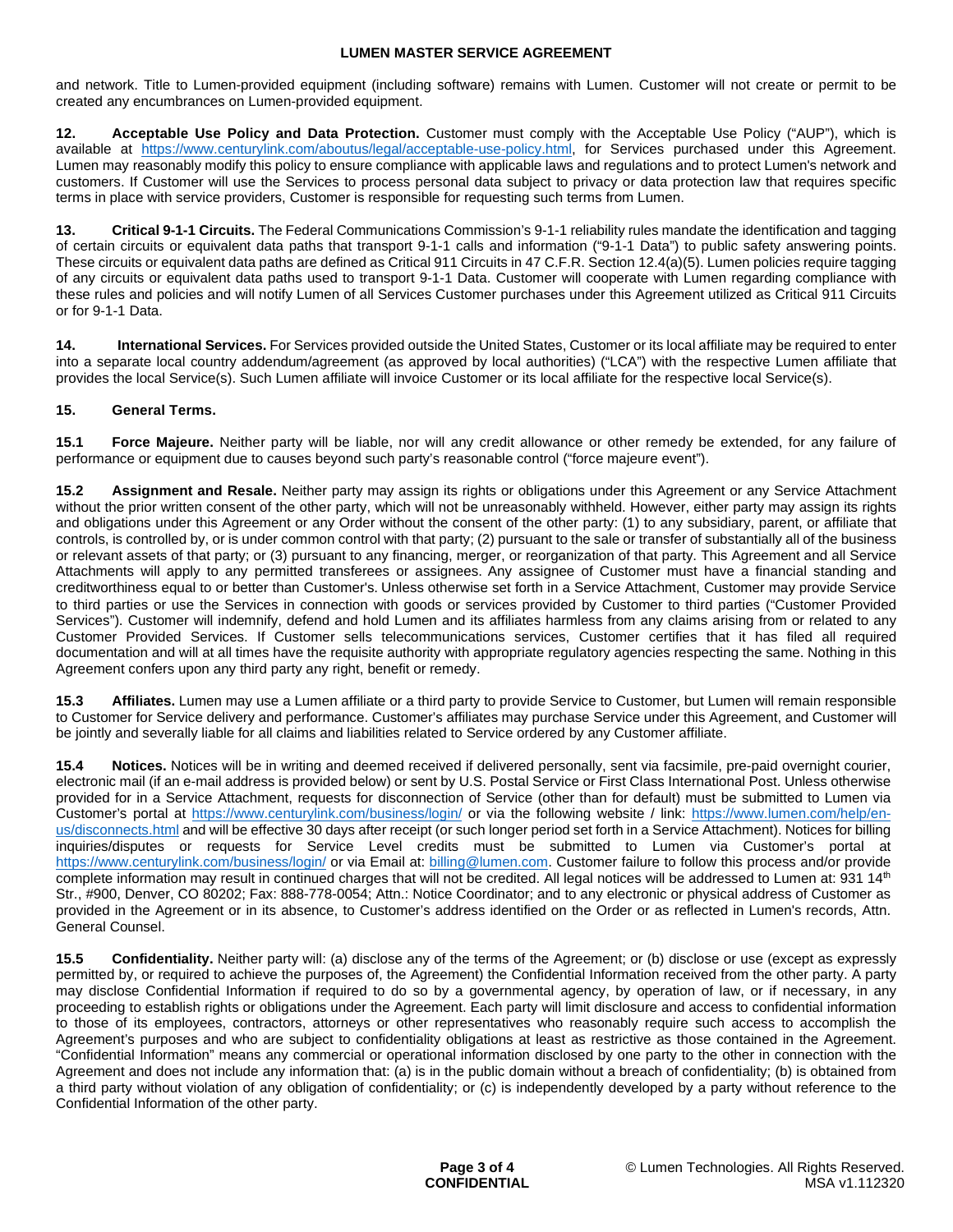and network. Title to Lumen-provided equipment (including software) remains with Lumen. Customer will not create or permit to be created any encumbrances on Lumen-provided equipment.

**12. Acceptable Use Policy and Data Protection.** Customer must comply with the Acceptable Use Policy ("AUP"), which is available at https://www.centurylink.com/aboutus/legal/acceptable-use-policy.html, for Services purchased under this Agreement. Lumen may reasonably modify this policy to ensure compliance with applicable laws and regulations and to protect Lumen's network and customers. If Customer will use the Services to process personal data subject to privacy or data protection law that requires specific terms in place with service providers, Customer is responsible for requesting such terms from Lumen.

**13. Critical 9-1-1 Circuits.** The Federal Communications Commission's 9-1-1 reliability rules mandate the identification and tagging of certain circuits or equivalent data paths that transport 9-1-1 calls and information ("9-1-1 Data") to public safety answering points. These circuits or equivalent data paths are defined as Critical 911 Circuits in 47 C.F.R. Section 12.4(a)(5). Lumen policies require tagging of any circuits or equivalent data paths used to transport 9-1-1 Data. Customer will cooperate with Lumen regarding compliance with these rules and policies and will notify Lumen of all Services Customer purchases under this Agreement utilized as Critical 911 Circuits or for 9-1-1 Data.

**14. International Services.** For Services provided outside the United States, Customer or its local affiliate may be required to enter into a separate local country addendum/agreement (as approved by local authorities) ("LCA") with the respective Lumen affiliate that provides the local Service(s). Such Lumen affiliate will invoice Customer or its local affiliate for the respective local Service(s).

**15. General Terms.**

**15.1 Force Majeure.** Neither party will be liable, nor will any credit allowance or other remedy be extended, for any failure of performance or equipment due to causes beyond such party's reasonable control ("force majeure event").

**15.2 Assignment and Resale.** Neither party may assign its rights or obligations under this Agreement or any Service Attachment without the prior written consent of the other party, which will not be unreasonably withheld. However, either party may assign its rights and obligations under this Agreement or any Order without the consent of the other party: (1) to any subsidiary, parent, or affiliate that controls, is controlled by, or is under common control with that party; (2) pursuant to the sale or transfer of substantially all of the business or relevant assets of that party; or (3) pursuant to any financing, merger, or reorganization of that party. This Agreement and all Service Attachments will apply to any permitted transferees or assignees. Any assignee of Customer must have a financial standing and creditworthiness equal to or better than Customer's. Unless otherwise set forth in a Service Attachment, Customer may provide Service to third parties or use the Services in connection with goods or services provided by Customer to third parties ("Customer Provided Services"). Customer will indemnify, defend and hold Lumen and its affiliates harmless from any claims arising from or related to any Customer Provided Services. If Customer sells telecommunications services, Customer certifies that it has filed all required documentation and will at all times have the requisite authority with appropriate regulatory agencies respecting the same. Nothing in this Agreement confers upon any third party any right, benefit or remedy.

**15.3 Affiliates.** Lumen may use a Lumen affiliate or a third party to provide Service to Customer, but Lumen will remain responsible to Customer for Service delivery and performance. Customer's affiliates may purchase Service under this Agreement, and Customer will be jointly and severally liable for all claims and liabilities related to Service ordered by any Customer affiliate.

**15.4 Notices.** Notices will be in writing and deemed received if delivered personally, sent via facsimile, pre-paid overnight courier, electronic mail (if an e-mail address is provided below) or sent by U.S. Postal Service or First Class International Post. Unless otherwise provided for in a Service Attachment, requests for disconnection of Service (other than for default) must be submitted to Lumen via Customer's portal at https://www.centurylink.com/business/login/ or via the following website / link: https://www.lumen.com/help/en-us/disconnects.html and will be effective 30 days after receipt (or such longer period set forth in a Service Attachment). Notices for billing inquiries/disputes or requests for Service Level credits must be submitted to Lumen via Customer's portal at https://www.centurylink.com/business/login/ or via Email at: billing@lumen.com. Customer failure to follow this process and/or provide complete information may result in continued charges that will not be credited. All legal notices will be addressed to Lumen at: 931 14th Str., #900, Denver, CO 80202; Fax: 888-778-0054; Attn.: Notice Coordinator; and to any electronic or physical address of Customer as provided in the Agreement or in its absence, to Customer's address identified on the Order or as reflected in Lumen's records, Attn. General Counsel.

**15.5 Confidentiality.** Neither party will: (a) disclose any of the terms of the Agreement; or (b) disclose or use (except as expressly permitted by, or required to achieve the purposes of, the Agreement) the Confidential Information received from the other party. A party may disclose Confidential Information if required to do so by a governmental agency, by operation of law, or if necessary, in any proceeding to establish rights or obligations under the Agreement. Each party will limit disclosure and access to confidential information to those of its employees, contractors, attorneys or other representatives who reasonably require such access to accomplish the Agreement's purposes and who are subject to confidentiality obligations at least as restrictive as those contained in the Agreement. "Confidential Information" means any commercial or operational information disclosed by one party to the other in connection with the Agreement and does not include any information that: (a) is in the public domain without a breach of confidentiality; (b) is obtained from a third party without violation of any obligation of confidentiality; or (c) is independently developed by a party without reference to the Confidential Information of the other party.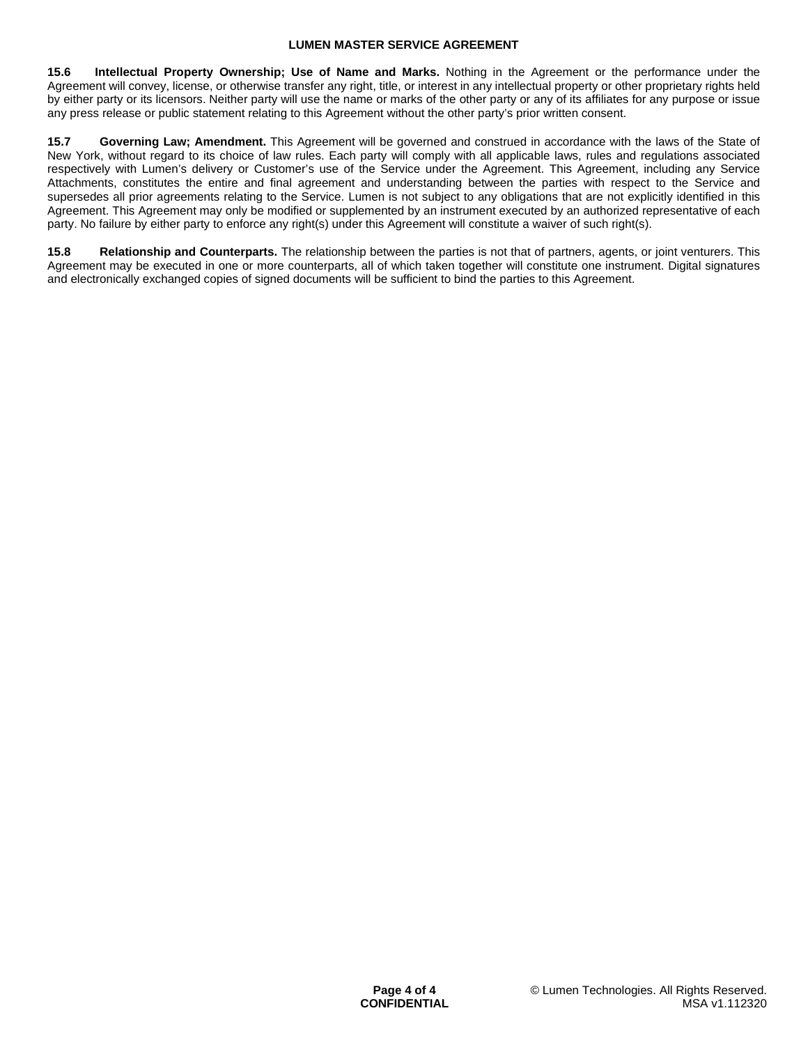**15.6 Intellectual Property Ownership; Use of Name and Marks.** Nothing in the Agreement or the performance under the Agreement will convey, license, or otherwise transfer any right, title, or interest in any intellectual property or other proprietary rights held by either party or its licensors. Neither party will use the name or marks of the other party or any of its affiliates for any purpose or issue any press release or public statement relating to this Agreement without the other party's prior written consent.

**15.7 Governing Law; Amendment.** This Agreement will be governed and construed in accordance with the laws of the State of New York, without regard to its choice of law rules. Each party will comply with all applicable laws, rules and regulations associated respectively with Lumen's delivery or Customer's use of the Service under the Agreement. This Agreement, including any Service Attachments, constitutes the entire and final agreement and understanding between the parties with respect to the Service and supersedes all prior agreements relating to the Service. Lumen is not subject to any obligations that are not explicitly identified in this Agreement. This Agreement may only be modified or supplemented by an instrument executed by an authorized representative of each party. No failure by either party to enforce any right(s) under this Agreement will constitute a waiver of such right(s).

**15.8 Relationship and Counterparts.** The relationship between the parties is not that of partners, agents, or joint venturers. This Agreement may be executed in one or more counterparts, all of which taken together will constitute one instrument. Digital signatures and electronically exchanged copies of signed documents will be sufficient to bind the parties to this Agreement.